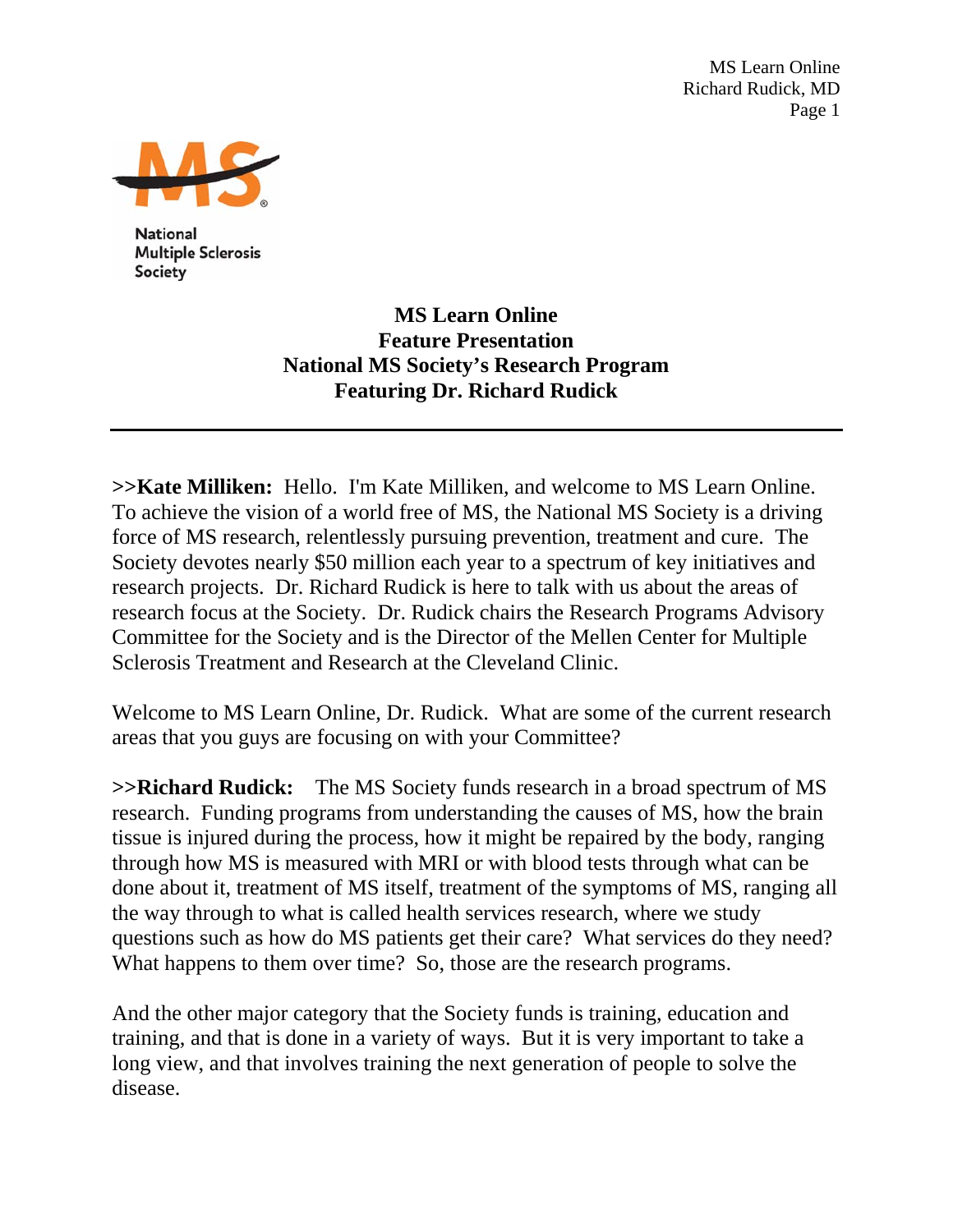# MS Learn Online
## Feature Presentation
## National MS Society's Research Program
## Featuring Dr. Richard Rudick

---

**>>Kate Milliken:** Hello. I'm Kate Milliken, and welcome to MS Learn Online. To achieve the vision of a world free of MS, the National MS Society is a driving force of MS research, relentlessly pursuing prevention, treatment and cure. The Society devotes nearly $50 million each year to a spectrum of key initiatives and research projects. Dr. Richard Rudick is here to talk with us about the areas of research focus at the Society. Dr. Rudick chairs the Research Programs Advisory Committee for the Society and is the Director of the Mellen Center for Multiple Sclerosis Treatment and Research at the Cleveland Clinic.

Welcome to MS Learn Online, Dr. Rudick. What are some of the current research areas that you guys are focusing on with your Committee?

**>>Richard Rudick:** The MS Society funds research in a broad spectrum of MS research. Funding programs from understanding the causes of MS, how the brain tissue is injured during the process, how it might be repaired by the body, ranging through how MS is measured with MRI or with blood tests through what can be done about it, treatment of MS itself, treatment of the symptoms of MS, ranging all the way through to what is called health services research, where we study questions such as how do MS patients get their care? What services do they need? What happens to them over time? So, those are the research programs.

And the other major category that the Society funds is training, education and training, and that is done in a variety of ways. But it is very important to take a long view, and that involves training the next generation of people to solve the disease.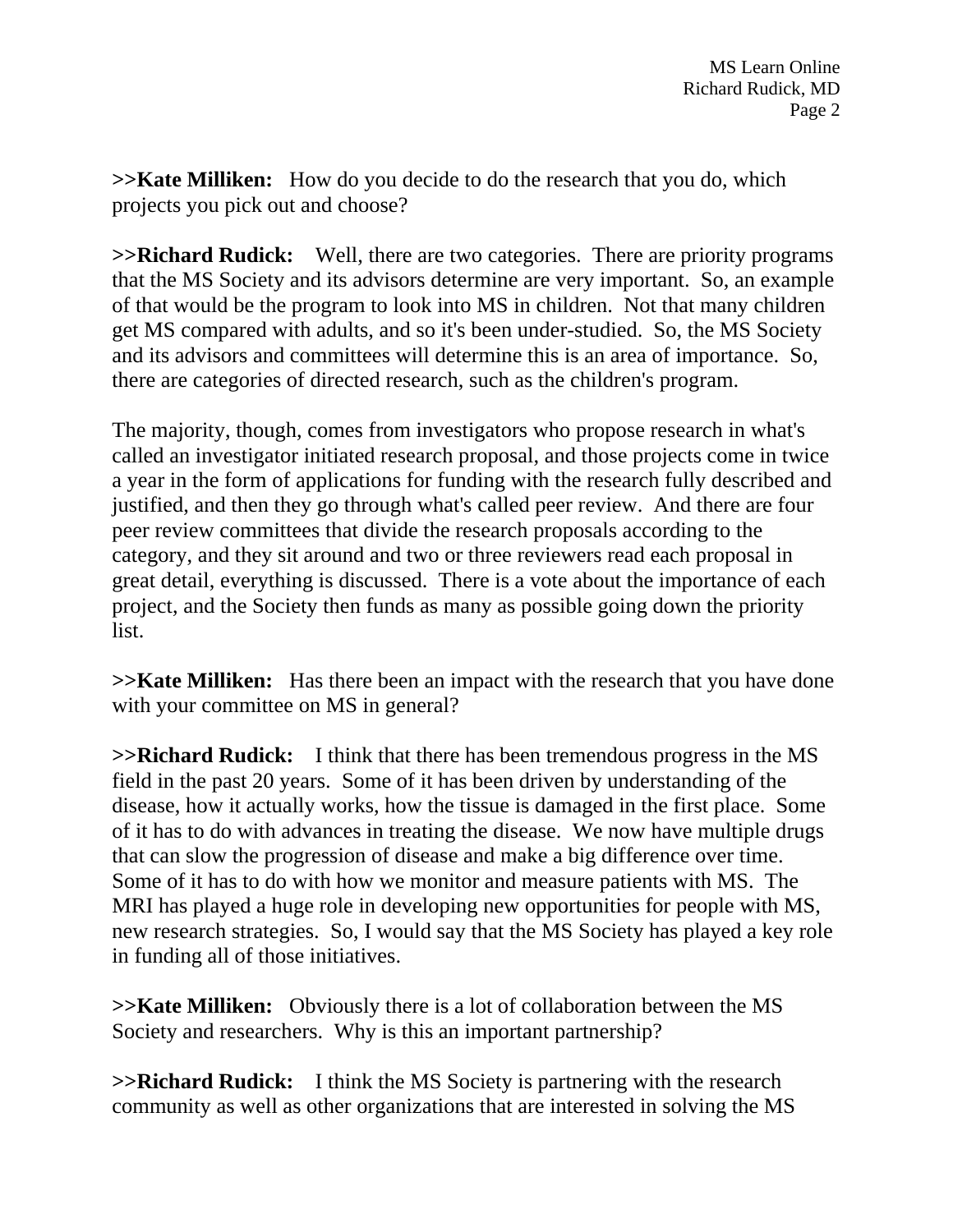**>>Kate Milliken:** How do you decide to do the research that you do, which projects you pick out and choose?

**>>Richard Rudick:** Well, there are two categories. There are priority programs that the MS Society and its advisors determine are very important. So, an example of that would be the program to look into MS in children. Not that many children get MS compared with adults, and so it's been under-studied. So, the MS Society and its advisors and committees will determine this is an area of importance. So, there are categories of directed research, such as the children's program.

The majority, though, comes from investigators who propose research in what's called an investigator initiated research proposal, and those projects come in twice a year in the form of applications for funding with the research fully described and justified, and then they go through what's called peer review. And there are four peer review committees that divide the research proposals according to the category, and they sit around and two or three reviewers read each proposal in great detail, everything is discussed. There is a vote about the importance of each project, and the Society then funds as many as possible going down the priority list.

**>>Kate Milliken:** Has there been an impact with the research that you have done with your committee on MS in general?

**>>Richard Rudick:** I think that there has been tremendous progress in the MS field in the past 20 years. Some of it has been driven by understanding of the disease, how it actually works, how the tissue is damaged in the first place. Some of it has to do with advances in treating the disease. We now have multiple drugs that can slow the progression of disease and make a big difference over time. Some of it has to do with how we monitor and measure patients with MS. The MRI has played a huge role in developing new opportunities for people with MS, new research strategies. So, I would say that the MS Society has played a key role in funding all of those initiatives.

**>>Kate Milliken:** Obviously there is a lot of collaboration between the MS Society and researchers. Why is this an important partnership?

**>>Richard Rudick:** I think the MS Society is partnering with the research community as well as other organizations that are interested in solving the MS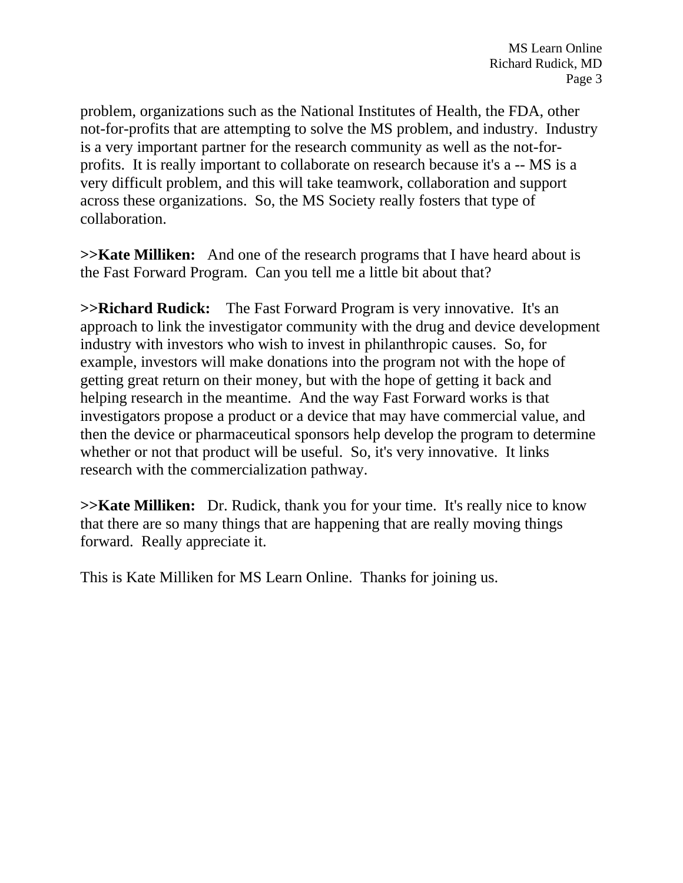problem, organizations such as the National Institutes of Health, the FDA, other not-for-profits that are attempting to solve the MS problem, and industry. Industry is a very important partner for the research community as well as the not-for-profits. It is really important to collaborate on research because it's a -- MS is a very difficult problem, and this will take teamwork, collaboration and support across these organizations. So, the MS Society really fosters that type of collaboration.

**>>Kate Milliken:** And one of the research programs that I have heard about is the Fast Forward Program. Can you tell me a little bit about that?

**>>Richard Rudick:** The Fast Forward Program is very innovative. It's an approach to link the investigator community with the drug and device development industry with investors who wish to invest in philanthropic causes. So, for example, investors will make donations into the program not with the hope of getting great return on their money, but with the hope of getting it back and helping research in the meantime. And the way Fast Forward works is that investigators propose a product or a device that may have commercial value, and then the device or pharmaceutical sponsors help develop the program to determine whether or not that product will be useful. So, it's very innovative. It links research with the commercialization pathway.

**>>Kate Milliken:** Dr. Rudick, thank you for your time. It's really nice to know that there are so many things that are happening that are really moving things forward. Really appreciate it.

This is Kate Milliken for MS Learn Online. Thanks for joining us.